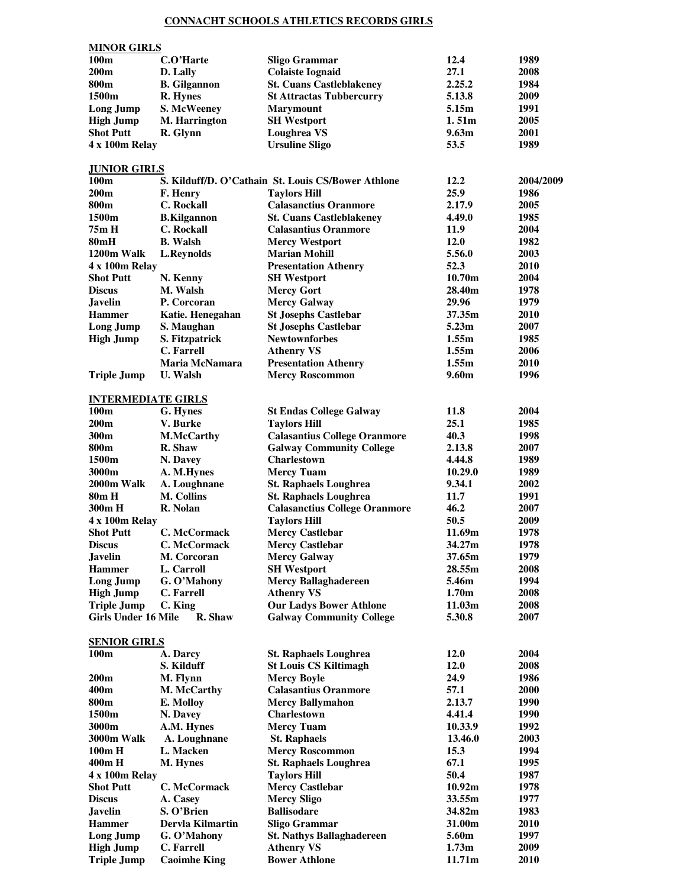# CONNACHT SCHOOLS ATHLETICS RECORDS GIRLS

## MINOR GIRLS

| Event | Name | School | Record | Year |
|---|---|---|---|---|
| 100m | C.O'Harte | Sligo Grammar | 12.4 | 1989 |
| 200m | D. Lally | Colaiste Iognaid | 27.1 | 2008 |
| 800m | B. Gilgannon | St. Cuans Castleblakeney | 2.25.2 | 1984 |
| 1500m | R. Hynes | St Attractas Tubbercurry | 5.13.8 | 2009 |
| Long Jump | S. McWeeney | Marymount | 5.15m | 1991 |
| High Jump | M. Harrington | SH Westport | 1. 51m | 2005 |
| Shot Putt | R. Glynn | Loughrea VS | 9.63m | 2001 |
| 4 x 100m Relay | | Ursuline Sligo | 53.5 | 1989 |

## JUNIOR GIRLS

| Event | Name | School | Record | Year |
|---|---|---|---|---|
| 100m | S. Kilduff/D. O'Cathain | St. Louis CS/Bower Athlone | 12.2 | 2004/2009 |
| 200m | F. Henry | Taylors Hill | 25.9 | 1986 |
| 800m | C. Rockall | Calasanctius Oranmore | 2.17.9 | 2005 |
| 1500m | B.Kilgannon | St. Cuans Castleblakeney | 4.49.0 | 1985 |
| 75m H | C. Rockall | Calasantius Oranmore | 11.9 | 2004 |
| 80mH | B. Walsh | Mercy Westport | 12.0 | 1982 |
| 1200m Walk | L.Reynolds | Marian Mohill | 5.56.0 | 2003 |
| 4 x 100m Relay | | Presentation Athenry | 52.3 | 2010 |
| Shot Putt | N. Kenny | SH Westport | 10.70m | 2004 |
| Discus | M. Walsh | Mercy Gort | 28.40m | 1978 |
| Javelin | P. Corcoran | Mercy Galway | 29.96 | 1979 |
| Hammer | Katie. Henegahan | St Josephs Castlebar | 37.35m | 2010 |
| Long Jump | S. Maughan | St Josephs Castlebar | 5.23m | 2007 |
| High Jump | S. Fitzpatrick | Newtownforbes | 1.55m | 1985 |
| | C. Farrell | Athenry VS | 1.55m | 2006 |
| | Maria McNamara | Presentation Athenry | 1.55m | 2010 |
| Triple Jump | U. Walsh | Mercy Roscommon | 9.60m | 1996 |

## INTERMEDIATE GIRLS

| Event | Name | School | Record | Year |
|---|---|---|---|---|
| 100m | G. Hynes | St Endas College Galway | 11.8 | 2004 |
| 200m | V. Burke | Taylors Hill | 25.1 | 1985 |
| 300m | M.McCarthy | Calasantius College Oranmore | 40.3 | 1998 |
| 800m | R. Shaw | Galway Community College | 2.13.8 | 2007 |
| 1500m | N. Davey | Charlestown | 4.44.8 | 1989 |
| 3000m | A. M.Hynes | Mercy Tuam | 10.29.0 | 1989 |
| 2000m Walk | A. Loughnane | St. Raphaels Loughrea | 9.34.1 | 2002 |
| 80m H | M. Collins | St. Raphaels Loughrea | 11.7 | 1991 |
| 300m H | R. Nolan | Calasanctius College Oranmore | 46.2 | 2007 |
| 4 x 100m Relay | | Taylors Hill | 50.5 | 2009 |
| Shot Putt | C. McCormack | Mercy Castlebar | 11.69m | 1978 |
| Discus | C. McCormack | Mercy Castlebar | 34.27m | 1978 |
| Javelin | M. Corcoran | Mercy Galway | 37.65m | 1979 |
| Hammer | L. Carroll | SH Westport | 28.55m | 2008 |
| Long Jump | G. O'Mahony | Mercy Ballaghadereen | 5.46m | 1994 |
| High Jump | C. Farrell | Athenry VS | 1.70m | 2008 |
| Triple Jump | C. King | Our Ladys Bower Athlone | 11.03m | 2008 |
| Girls Under 16 Mile | R. Shaw | Galway Community College | 5.30.8 | 2007 |

## SENIOR GIRLS

| Event | Name | School | Record | Year |
|---|---|---|---|---|
| 100m | A. Darcy | St. Raphaels Loughrea | 12.0 | 2004 |
| | S. Kilduff | St Louis CS Kiltimagh | 12.0 | 2008 |
| 200m | M. Flynn | Mercy Boyle | 24.9 | 1986 |
| 400m | M. McCarthy | Calasantius Oranmore | 57.1 | 2000 |
| 800m | E. Molloy | Mercy Ballymahon | 2.13.7 | 1990 |
| 1500m | N. Davey | Charlestown | 4.41.4 | 1990 |
| 3000m | A.M. Hynes | Mercy Tuam | 10.33.9 | 1992 |
| 3000m Walk | A. Loughnane | St. Raphaels | 13.46.0 | 2003 |
| 100m H | L. Macken | Mercy Roscommon | 15.3 | 1994 |
| 400m H | M. Hynes | St. Raphaels Loughrea | 67.1 | 1995 |
| 4 x 100m Relay | | Taylors Hill | 50.4 | 1987 |
| Shot Putt | C. McCormack | Mercy Castlebar | 10.92m | 1978 |
| Discus | A. Casey | Mercy Sligo | 33.55m | 1977 |
| Javelin | S. O'Brien | Ballisodare | 34.82m | 1983 |
| Hammer | Dervla Kilmartin | Sligo Grammar | 31.00m | 2010 |
| Long Jump | G. O'Mahony | St. Nathys Ballaghadereen | 5.60m | 1997 |
| High Jump | C. Farrell | Athenry VS | 1.73m | 2009 |
| Triple Jump | Caoimhe King | Bower Athlone | 11.71m | 2010 |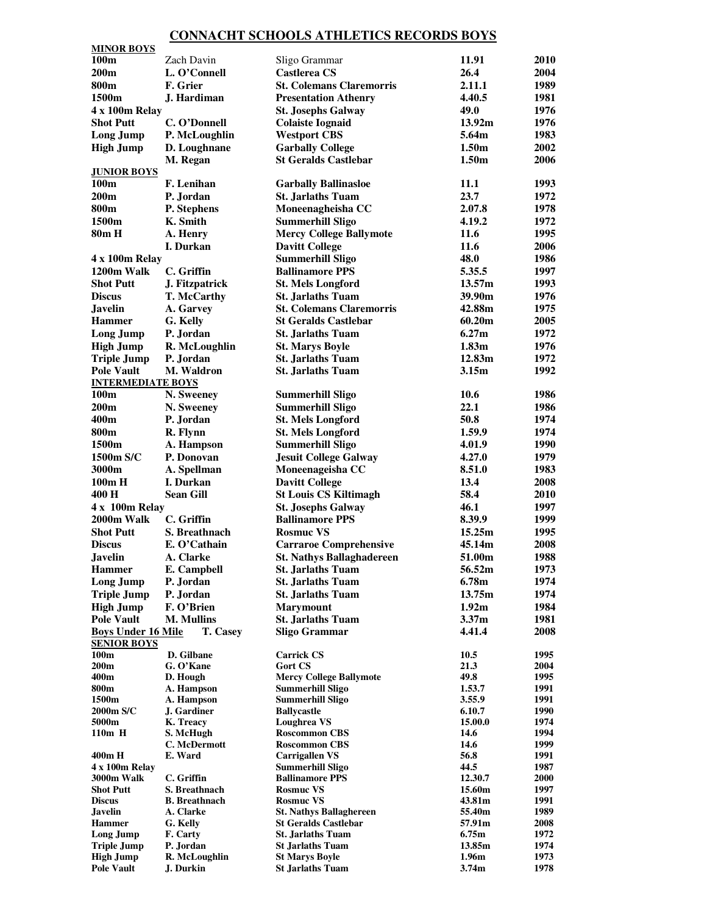# CONNACHT SCHOOLS ATHLETICS RECORDS BOYS

| | | | | |
|---|---|---|---|---|
| **MINOR BOYS** | | | | |
| **100m** | Zach Davin | Sligo Grammar | **11.91** | **2010** |
| **200m** | **L. O'Connell** | **Castlerea CS** | **26.4** | **2004** |
| **800m** | **F. Grier** | **St. Colemans Claremorris** | **2.11.1** | **1989** |
| **1500m** | **J. Hardiman** | **Presentation Athenry** | **4.40.5** | **1981** |
| **4 x 100m Relay** | | **St. Josephs Galway** | **49.0** | **1976** |
| **Shot Putt** | **C. O'Donnell** | **Colaiste Iognaid** | **13.92m** | **1976** |
| **Long Jump** | **P. McLoughlin** | **Westport CBS** | **5.64m** | **1983** |
| **High Jump** | **D. Loughnane** | **Garbally College** | **1.50m** | **2002** |
| | **M. Regan** | **St Geralds Castlebar** | **1.50m** | **2006** |
| **JUNIOR BOYS** | | | | |
| **100m** | **F. Lenihan** | **Garbally Ballinasloe** | **11.1** | **1993** |
| **200m** | **P. Jordan** | **St. Jarlaths Tuam** | **23.7** | **1972** |
| **800m** | **P. Stephens** | **Moneenagheisha CC** | **2.07.8** | **1978** |
| **1500m** | **K. Smith** | **Summerhill Sligo** | **4.19.2** | **1972** |
| **80m H** | **A. Henry** | **Mercy College Ballymote** | **11.6** | **1995** |
| | **I. Durkan** | **Davitt College** | **11.6** | **2006** |
| **4 x 100m Relay** | | **Summerhill Sligo** | **48.0** | **1986** |
| **1200m Walk** | **C. Griffin** | **Ballinamore PPS** | **5.35.5** | **1997** |
| **Shot Putt** | **J. Fitzpatrick** | **St. Mels Longford** | **13.57m** | **1993** |
| **Discus** | **T. McCarthy** | **St. Jarlaths Tuam** | **39.90m** | **1976** |
| **Javelin** | **A. Garvey** | **St. Colemans Claremorris** | **42.88m** | **1975** |
| **Hammer** | **G. Kelly** | **St Geralds Castlebar** | **60.20m** | **2005** |
| **Long Jump** | **P. Jordan** | **St. Jarlaths Tuam** | **6.27m** | **1972** |
| **High Jump** | **R. McLoughlin** | **St. Marys Boyle** | **1.83m** | **1976** |
| **Triple Jump** | **P. Jordan** | **St. Jarlaths Tuam** | **12.83m** | **1972** |
| **Pole Vault** | **M. Waldron** | **St. Jarlaths Tuam** | **3.15m** | **1992** |
| **INTERMEDIATE BOYS** | | | | |
| **100m** | **N. Sweeney** | **Summerhill Sligo** | **10.6** | **1986** |
| **200m** | **N. Sweeney** | **Summerhill Sligo** | **22.1** | **1986** |
| **400m** | **P. Jordan** | **St. Mels Longford** | **50.8** | **1974** |
| **800m** | **R. Flynn** | **St. Mels Longford** | **1.59.9** | **1974** |
| **1500m** | **A. Hampson** | **Summerhill Sligo** | **4.01.9** | **1990** |
| **1500m S/C** | **P. Donovan** | **Jesuit College Galway** | **4.27.0** | **1979** |
| **3000m** | **A. Spellman** | **Moneenageisha CC** | **8.51.0** | **1983** |
| **100m H** | **I. Durkan** | **Davitt College** | **13.4** | **2008** |
| **400 H** | **Sean Gill** | **St Louis CS Kiltimagh** | **58.4** | **2010** |
| **4 x 100m Relay** | | **St. Josephs Galway** | **46.1** | **1997** |
| **2000m Walk** | **C. Griffin** | **Ballinamore PPS** | **8.39.9** | **1999** |
| **Shot Putt** | **S. Breathnach** | **Rosmuc VS** | **15.25m** | **1995** |
| **Discus** | **E. O'Cathain** | **Carraroe Comprehensive** | **45.14m** | **2008** |
| **Javelin** | **A. Clarke** | **St. Nathys Ballaghadereen** | **51.00m** | **1988** |
| **Hammer** | **E. Campbell** | **St. Jarlaths Tuam** | **56.52m** | **1973** |
| **Long Jump** | **P. Jordan** | **St. Jarlaths Tuam** | **6.78m** | **1974** |
| **Triple Jump** | **P. Jordan** | **St. Jarlaths Tuam** | **13.75m** | **1974** |
| **High Jump** | **F. O'Brien** | **Marymount** | **1.92m** | **1984** |
| **Pole Vault** | **M. Mullins** | **St. Jarlaths Tuam** | **3.37m** | **1981** |
| **Boys Under 16 Mile** | **T. Casey** | **Sligo Grammar** | **4.41.4** | **2008** |
| **SENIOR BOYS** | | | | |
| **100m** | **D. Gilbane** | **Carrick CS** | **10.5** | **1995** |
| **200m** | **G. O'Kane** | **Gort CS** | **21.3** | **2004** |
| **400m** | **D. Hough** | **Mercy College Ballymote** | **49.8** | **1995** |
| **800m** | **A. Hampson** | **Summerhill Sligo** | **1.53.7** | **1991** |
| **1500m** | **A. Hampson** | **Summerhill Sligo** | **3.55.9** | **1991** |
| **2000m S/C** | **J. Gardiner** | **Ballycastle** | **6.10.7** | **1990** |
| **5000m** | **K. Treacy** | **Loughrea VS** | **15.00.0** | **1974** |
| **110m H** | **S. McHugh** | **Roscommon CBS** | **14.6** | **1994** |
| | **C. McDermott** | **Roscommon CBS** | **14.6** | **1999** |
| **400m H** | **E. Ward** | **Carrigallen VS** | **56.8** | **1991** |
| **4 x 100m Relay** | | **Summerhill Sligo** | **44.5** | **1987** |
| **3000m Walk** | **C. Griffin** | **Ballinamore PPS** | **12.30.7** | **2000** |
| **Shot Putt** | **S. Breathnach** | **Rosmuc VS** | **15.60m** | **1997** |
| **Discus** | **B. Breathnach** | **Rosmuc VS** | **43.81m** | **1991** |
| **Javelin** | **A. Clarke** | **St. Nathys Ballaghereen** | **55.40m** | **1989** |
| **Hammer** | **G. Kelly** | **St Geralds Castlebar** | **57.91m** | **2008** |
| **Long Jump** | **F. Carty** | **St. Jarlaths Tuam** | **6.75m** | **1972** |
| **Triple Jump** | **P. Jordan** | **St Jarlaths Tuam** | **13.85m** | **1974** |
| **High Jump** | **R. McLoughlin** | **St Marys Boyle** | **1.96m** | **1973** |
| **Pole Vault** | **J. Durkin** | **St Jarlaths Tuam** | **3.74m** | **1978** |